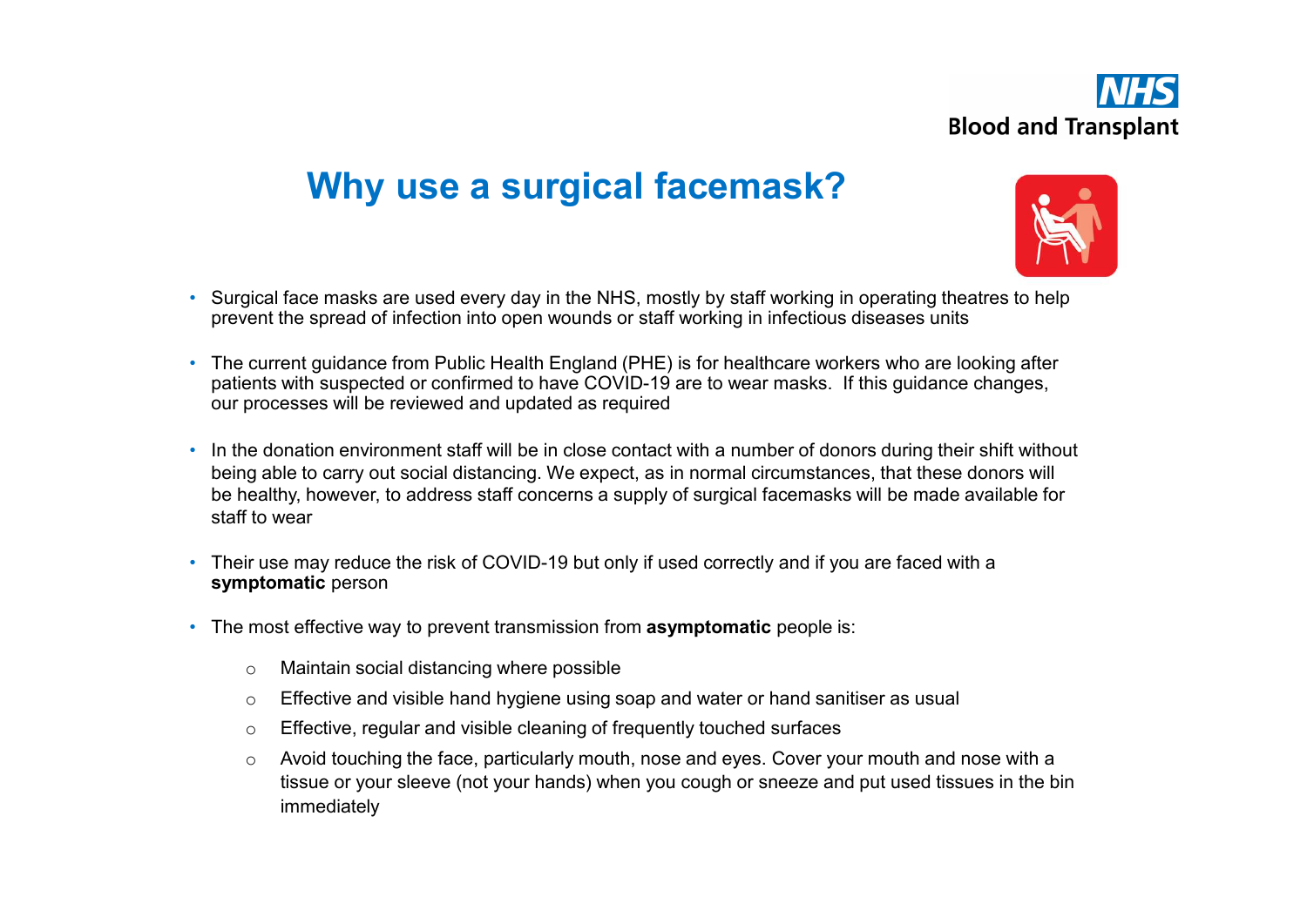NHS Blood and Transplant

# Why use a surgical facemask?

- Surgical face masks are used every day in the NHS, mostly by staff working in operating theatres to help prevent the spread of infection into open wounds or staff working in infectious diseases units
- The current guidance from Public Health England (PHE) is for healthcare workers who are looking after patients with suspected or confirmed to have COVID-19 are to wear masks. If this guidance changes, our processes will be reviewed and updated as required
- In the donation environment staff will be in close contact with a number of donors during their shift without being able to carry out social distancing. We expect, as in normal circumstances, that these donors will be healthy, however, to address staff concerns a supply of surgical facemasks will be made available for staff to wear
- Their use may reduce the risk of COVID-19 but only if used correctly and if you are faced with a **symptomatic** person
- The most effective way to prevent transmission from **asymptomatic** people is:
  - Maintain social distancing where possible
  - Effective and visible hand hygiene using soap and water or hand sanitiser as usual
  - Effective, regular and visible cleaning of frequently touched surfaces
  - Avoid touching the face, particularly mouth, nose and eyes. Cover your mouth and nose with a tissue or your sleeve (not your hands) when you cough or sneeze and put used tissues in the bin immediately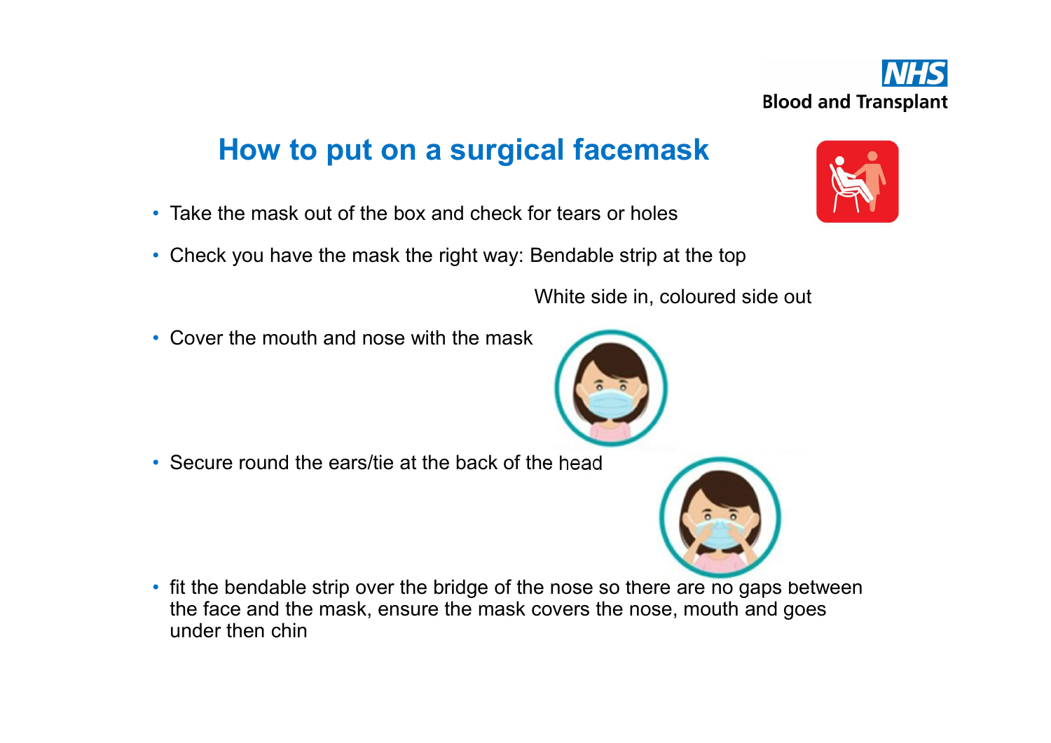# How to put on a surgical facemask

- Take the mask out of the box and check for tears or holes
- Check you have the mask the right way: Bendable strip at the top

  White side in, coloured side out
- Cover the mouth and nose with the mask
- Secure round the ears/tie at the back of the head
- fit the bendable strip over the bridge of the nose so there are no gaps between the face and the mask, ensure the mask covers the nose, mouth and goes under then chin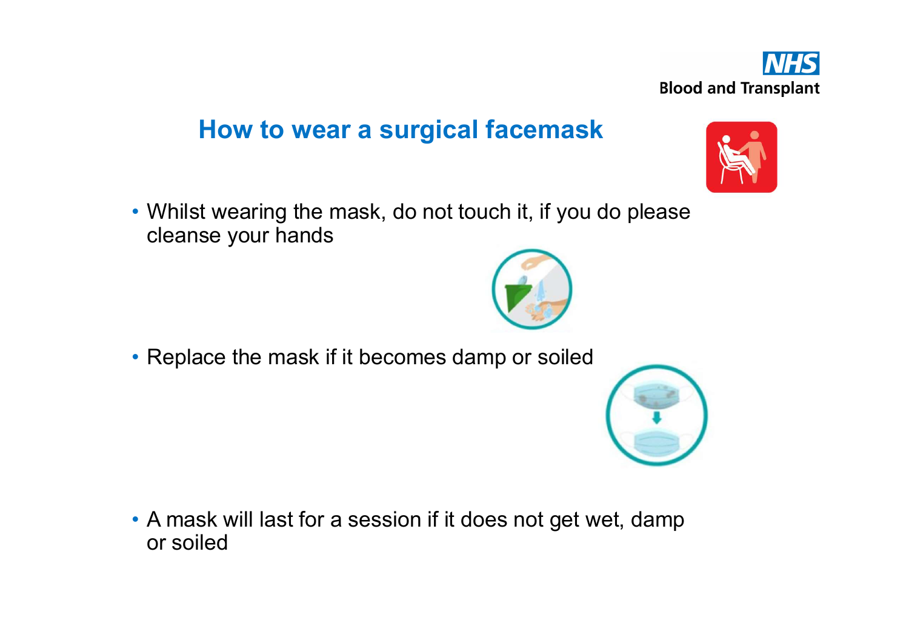## How to wear a surgical facemask

- Whilst wearing the mask, do not touch it, if you do please cleanse your hands
- Replace the mask if it becomes damp or soiled
- A mask will last for a session if it does not get wet, damp or soiled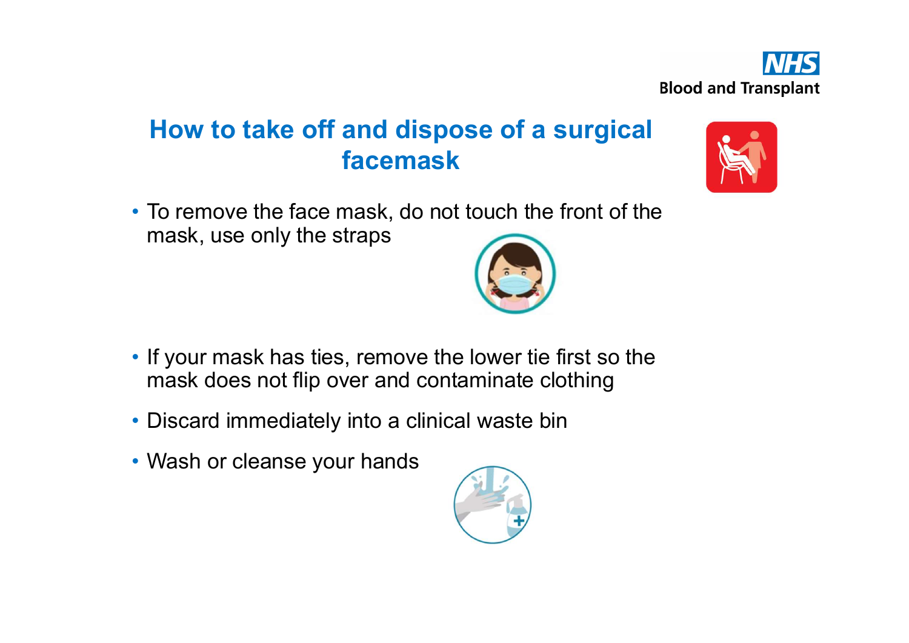# How to take off and dispose of a surgical facemask

- To remove the face mask, do not touch the front of the mask, use only the straps
- If your mask has ties, remove the lower tie first so the mask does not flip over and contaminate clothing
- Discard immediately into a clinical waste bin
- Wash or cleanse your hands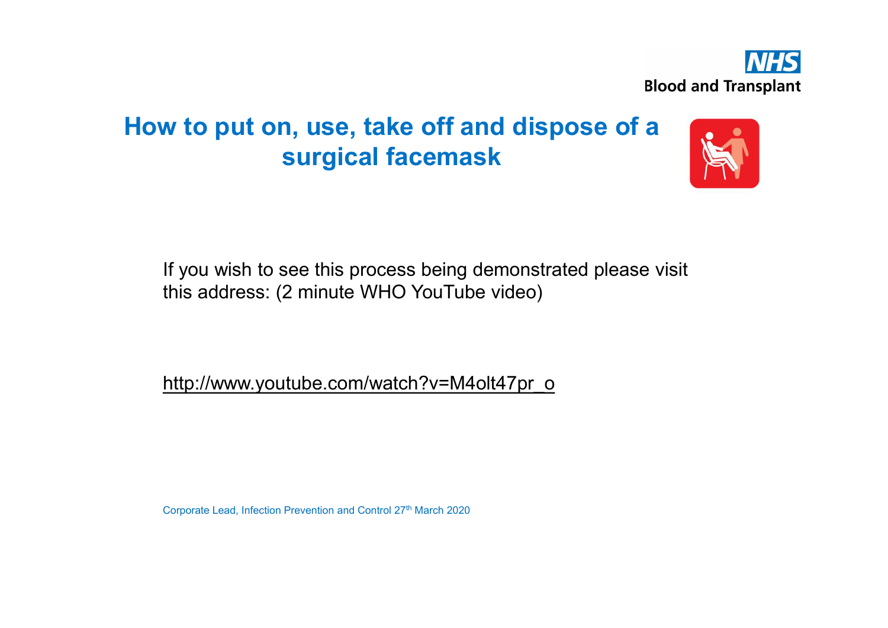NHS Blood and Transplant

# How to put on, use, take off and dispose of a surgical facemask

If you wish to see this process being demonstrated please visit this address: (2 minute WHO YouTube video)

http://www.youtube.com/watch?v=M4olt47pr_o

Corporate Lead, Infection Prevention and Control 27th March 2020